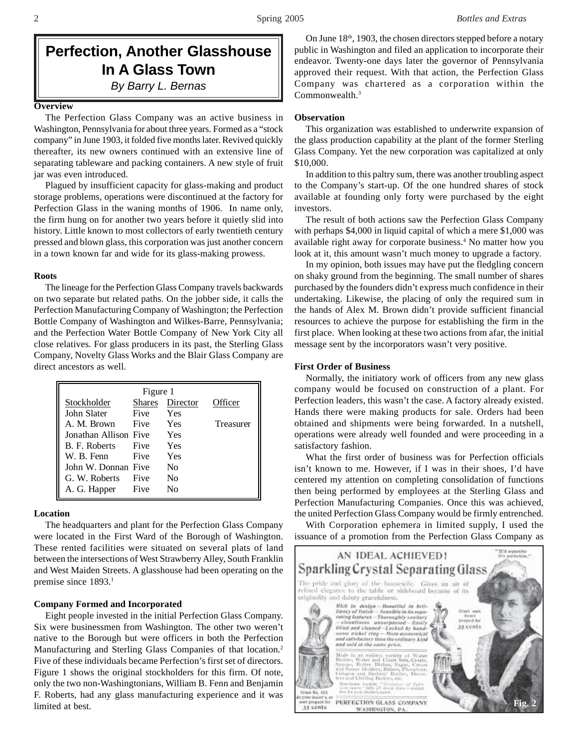# Perfection, Another Glasshouse In A Glass Town

*By Barry L. Bernas*

**Overview**

The Perfection Glass Company was an active business in Washington, Pennsylvania for about three years. Formed as a "stock company" in June 1903, it folded five months later. Revived quickly thereafter, its new owners continued with an extensive line of separating tableware and packing containers. A new style of fruit jar was even introduced.

Plagued by insufficient capacity for glass-making and product storage problems, operations were discontinued at the factory for Perfection Glass in the waning months of 1906. In name only, the firm hung on for another two years before it quietly slid into history. Little known to most collectors of early twentieth century pressed and blown glass, this corporation was just another concern in a town known far and wide for its glass-making prowess.

**Roots**

The lineage for the Perfection Glass Company travels backwards on two separate but related paths. On the jobber side, it calls the Perfection Manufacturing Company of Washington; the Perfection Bottle Company of Washington and Wilkes-Barre, Pennsylvania; and the Perfection Water Bottle Company of New York City all close relatives. For glass producers in its past, the Sterling Glass Company, Novelty Glass Works and the Blair Glass Company are direct ancestors as well.

Figure 1

| Stockholder | Shares | Director | Officer |
|---|---|---|---|
| John Slater | Five | Yes | |
| A. M. Brown | Five | Yes | Treasurer |
| Jonathan Allison | Five | Yes | |
| B. F. Roberts | Five | Yes | |
| W. B. Fenn | Five | Yes | |
| John W. Donnan | Five | No | |
| G. W. Roberts | Five | No | |
| A. G. Happer | Five | No | |

**Location**

The headquarters and plant for the Perfection Glass Company were located in the First Ward of the Borough of Washington. These rented facilities were situated on several plats of land between the intersections of West Strawberry Alley, South Franklin and West Maiden Streets. A glasshouse had been operating on the premise since 1893.[1]

**Company Formed and Incorporated**

Eight people invested in the initial Perfection Glass Company. Six were businessmen from Washington. The other two weren't native to the Borough but were officers in both the Perfection Manufacturing and Sterling Glass Companies of that location.[2] Five of these individuals became Perfection's first set of directors. Figure 1 shows the original stockholders for this firm. Of note, only the two non-Washingtonians, William B. Fenn and Benjamin F. Roberts, had any glass manufacturing experience and it was limited at best.

On June 18th, 1903, the chosen directors stepped before a notary public in Washington and filed an application to incorporate their endeavor. Twenty-one days later the governor of Pennsylvania approved their request. With that action, the Perfection Glass Company was chartered as a corporation within the Commonwealth.[3]

**Observation**

This organization was established to underwrite expansion of the glass production capability at the plant of the former Sterling Glass Company. Yet the new corporation was capitalized at only $10,000.

In addition to this paltry sum, there was another troubling aspect to the Company's start-up. Of the one hundred shares of stock available at founding only forty were purchased by the eight investors.

The result of both actions saw the Perfection Glass Company with perhaps $4,000 in liquid capital of which a mere $1,000 was available right away for corporate business.[4] No matter how you look at it, this amount wasn't much money to upgrade a factory.

In my opinion, both issues may have put the fledgling concern on shaky ground from the beginning. The small number of shares purchased by the founders didn't express much confidence in their undertaking. Likewise, the placing of only the required sum in the hands of Alex M. Brown didn't provide sufficient financial resources to achieve the purpose for establishing the firm in the first place. When looking at these two actions from afar, the initial message sent by the incorporators wasn't very positive.

**First Order of Business**

Normally, the initiatory work of officers from any new glass company would be focused on construction of a plant. For Perfection leaders, this wasn't the case. A factory already existed. Hands there were making products for sale. Orders had been obtained and shipments were being forwarded. In a nutshell, operations were already well founded and were proceeding in a satisfactory fashion.

What the first order of business was for Perfection officials isn't known to me. However, if I was in their shoes, I'd have centered my attention on completing consolidation of functions then being performed by employees at the Sterling Glass and Perfection Manufacturing Companies. Once this was achieved, the united Perfection Glass Company would be firmly entrenched.

With Corporation ephemera in limited supply, I used the issuance of a promotion from the Perfection Glass Company as

AN IDEAL ACHIEVED! Sparkling Crystal Separating Glass

"If it separates it's perfection."

The pride and glory of the housewife. Gives an air of refined elegance to the table or sideboard because of its originality and dainty gracefulness.

*Rich in design—Beautiful in brilliancy of finish—Sensible in its separating features—Thoroughly sanitary—cleanliness unsurpassed—Easily filled and cleaned—Locked by handsome nickel ring—More economical and satisfactory than the ordinary kind and sold at the same price.*

Made in an endless variety of Water Bottles, Water and Claret Sets, Cruets, Syrups, Butter Dishes, Sugar, Cream and Spoon Holders, Bitters, Pianoplate, Cologne and Barbers' Bottles, Decanters and Chilling Bottles, etc.

Handsome booklet, "Evolution of Table Glassware," tells all about them—mailed free for your dealer's name.

Cruet No. 252 At your dealer's, or sent prepaid for 35 cents

Cruet sent direct prepaid for 35 cents

PERFECTION GLASS COMPANY WASHINGTON, PA.

Fig. 2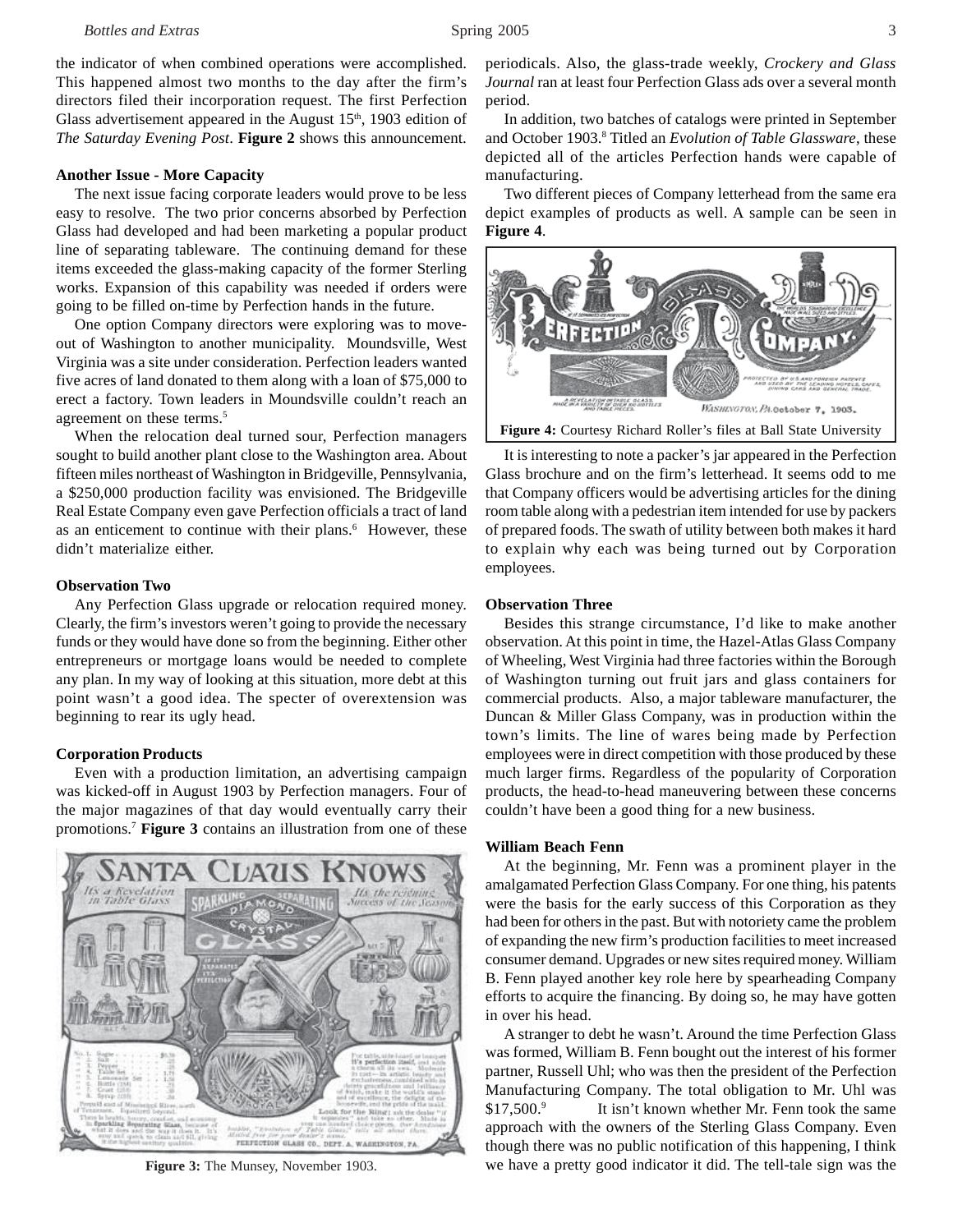the indicator of when combined operations were accomplished. This happened almost two months to the day after the firm's directors filed their incorporation request. The first Perfection Glass advertisement appeared in the August 15th, 1903 edition of *The Saturday Evening Post*. **Figure 2** shows this announcement.

**Another Issue - More Capacity**

The next issue facing corporate leaders would prove to be less easy to resolve. The two prior concerns absorbed by Perfection Glass had developed and had been marketing a popular product line of separating tableware. The continuing demand for these items exceeded the glass-making capacity of the former Sterling works. Expansion of this capability was needed if orders were going to be filled on-time by Perfection hands in the future.

One option Company directors were exploring was to move-out of Washington to another municipality. Moundsville, West Virginia was a site under consideration. Perfection leaders wanted five acres of land donated to them along with a loan of $75,000 to erect a factory. Town leaders in Moundsville couldn't reach an agreement on these terms.[5]

When the relocation deal turned sour, Perfection managers sought to build another plant close to the Washington area. About fifteen miles northeast of Washington in Bridgeville, Pennsylvania, a $250,000 production facility was envisioned. The Bridgeville Real Estate Company even gave Perfection officials a tract of land as an enticement to continue with their plans.[6] However, these didn't materialize either.

**Observation Two**

Any Perfection Glass upgrade or relocation required money. Clearly, the firm's investors weren't going to provide the necessary funds or they would have done so from the beginning. Either other entrepreneurs or mortgage loans would be needed to complete any plan. In my way of looking at this situation, more debt at this point wasn't a good idea. The specter of overextension was beginning to rear its ugly head.

**Corporation Products**

Even with a production limitation, an advertising campaign was kicked-off in August 1903 by Perfection managers. Four of the major magazines of that day would eventually carry their promotions.[7] **Figure 3** contains an illustration from one of these periodicals. Also, the glass-trade weekly, *Crockery and Glass Journal* ran at least four Perfection Glass ads over a several month period.

**Figure 3:** The Munsey, November 1903.

In addition, two batches of catalogs were printed in September and October 1903.[8] Titled an *Evolution of Table Glassware*, these depicted all of the articles Perfection hands were capable of manufacturing.

Two different pieces of Company letterhead from the same era depict examples of products as well. A sample can be seen in **Figure 4**.

**Figure 4:** Courtesy Richard Roller's files at Ball State University

It is interesting to note a packer's jar appeared in the Perfection Glass brochure and on the firm's letterhead. It seems odd to me that Company officers would be advertising articles for the dining room table along with a pedestrian item intended for use by packers of prepared foods. The swath of utility between both makes it hard to explain why each was being turned out by Corporation employees.

**Observation Three**

Besides this strange circumstance, I'd like to make another observation. At this point in time, the Hazel-Atlas Glass Company of Wheeling, West Virginia had three factories within the Borough of Washington turning out fruit jars and glass containers for commercial products. Also, a major tableware manufacturer, the Duncan & Miller Glass Company, was in production within the town's limits. The line of wares being made by Perfection employees were in direct competition with those produced by these much larger firms. Regardless of the popularity of Corporation products, the head-to-head maneuvering between these concerns couldn't have been a good thing for a new business.

**William Beach Fenn**

At the beginning, Mr. Fenn was a prominent player in the amalgamated Perfection Glass Company. For one thing, his patents were the basis for the early success of this Corporation as they had been for others in the past. But with notoriety came the problem of expanding the new firm's production facilities to meet increased consumer demand. Upgrades or new sites required money. William B. Fenn played another key role here by spearheading Company efforts to acquire the financing. By doing so, he may have gotten in over his head.

A stranger to debt he wasn't. Around the time Perfection Glass was formed, William B. Fenn bought out the interest of his former partner, Russell Uhl; who was then the president of the Perfection Manufacturing Company. The total obligation to Mr. Uhl was $17,500.[9] It isn't known whether Mr. Fenn took the same approach with the owners of the Sterling Glass Company. Even though there was no public notification of this happening, I think we have a pretty good indicator it did. The tell-tale sign was the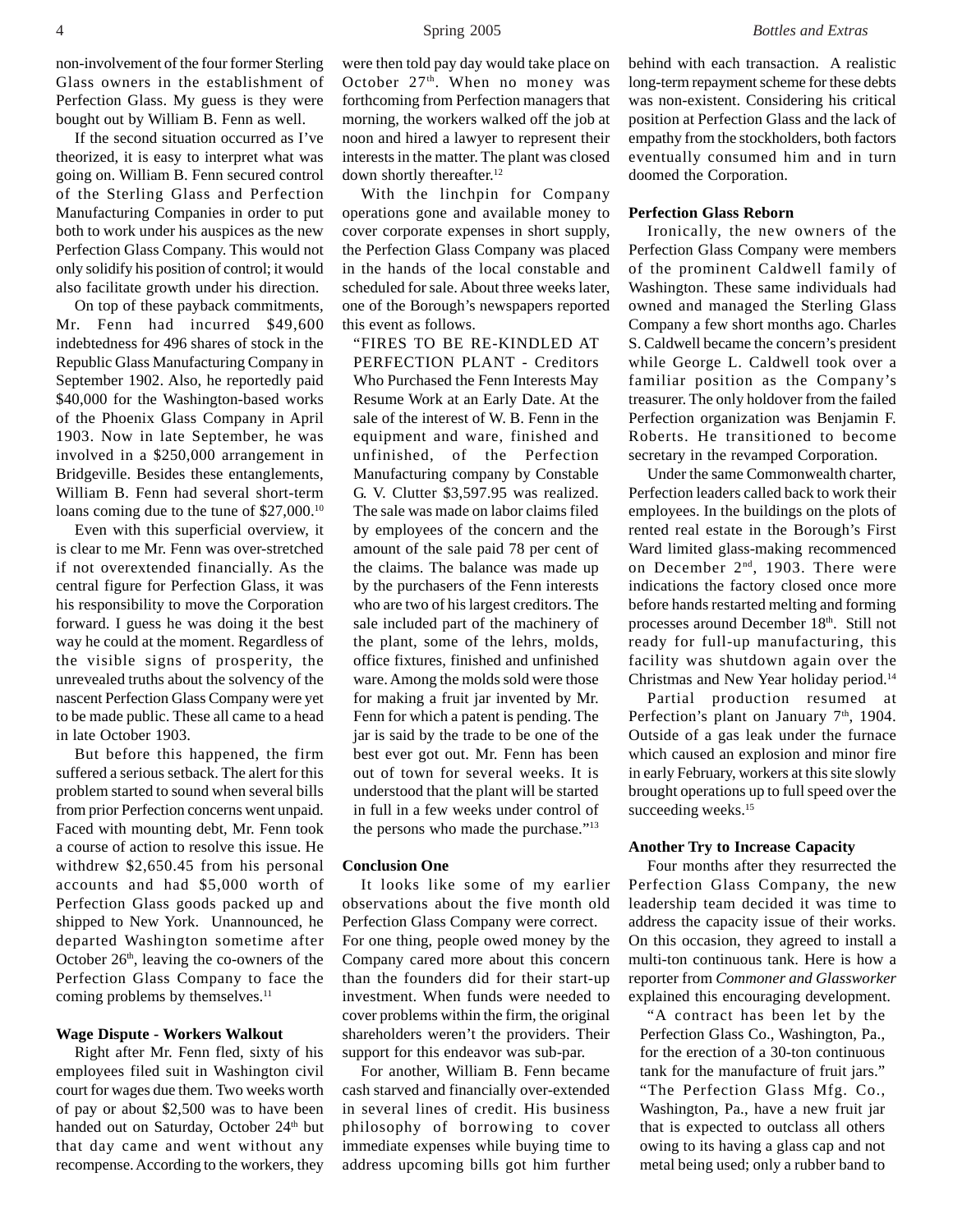non-involvement of the four former Sterling Glass owners in the establishment of Perfection Glass. My guess is they were bought out by William B. Fenn as well.

If the second situation occurred as I've theorized, it is easy to interpret what was going on. William B. Fenn secured control of the Sterling Glass and Perfection Manufacturing Companies in order to put both to work under his auspices as the new Perfection Glass Company. This would not only solidify his position of control; it would also facilitate growth under his direction.

On top of these payback commitments, Mr. Fenn had incurred $49,600 indebtedness for 496 shares of stock in the Republic Glass Manufacturing Company in September 1902. Also, he reportedly paid $40,000 for the Washington-based works of the Phoenix Glass Company in April 1903. Now in late September, he was involved in a $250,000 arrangement in Bridgeville. Besides these entanglements, William B. Fenn had several short-term loans coming due to the tune of $27,000.[10]

Even with this superficial overview, it is clear to me Mr. Fenn was over-stretched if not overextended financially. As the central figure for Perfection Glass, it was his responsibility to move the Corporation forward. I guess he was doing it the best way he could at the moment. Regardless of the visible signs of prosperity, the unrevealed truths about the solvency of the nascent Perfection Glass Company were yet to be made public. These all came to a head in late October 1903.

But before this happened, the firm suffered a serious setback. The alert for this problem started to sound when several bills from prior Perfection concerns went unpaid. Faced with mounting debt, Mr. Fenn took a course of action to resolve this issue. He withdrew $2,650.45 from his personal accounts and had $5,000 worth of Perfection Glass goods packed up and shipped to New York. Unannounced, he departed Washington sometime after October 26th, leaving the co-owners of the Perfection Glass Company to face the coming problems by themselves.[11]

**Wage Dispute - Workers Walkout**

Right after Mr. Fenn fled, sixty of his employees filed suit in Washington civil court for wages due them. Two weeks worth of pay or about $2,500 was to have been handed out on Saturday, October 24th but that day came and went without any recompense. According to the workers, they were then told pay day would take place on October 27th. When no money was forthcoming from Perfection managers that morning, the workers walked off the job at noon and hired a lawyer to represent their interests in the matter. The plant was closed down shortly thereafter.[12]

With the linchpin for Company operations gone and available money to cover corporate expenses in short supply, the Perfection Glass Company was placed in the hands of the local constable and scheduled for sale. About three weeks later, one of the Borough's newspapers reported this event as follows.

> "FIRES TO BE RE-KINDLED AT PERFECTION PLANT - Creditors Who Purchased the Fenn Interests May Resume Work at an Early Date. At the sale of the interest of W. B. Fenn in the equipment and ware, finished and unfinished, of the Perfection Manufacturing company by Constable G. V. Clutter $3,597.95 was realized. The sale was made on labor claims filed by employees of the concern and the amount of the sale paid 78 per cent of the claims. The balance was made up by the purchasers of the Fenn interests who are two of his largest creditors. The sale included part of the machinery of the plant, some of the lehrs, molds, office fixtures, finished and unfinished ware. Among the molds sold were those for making a fruit jar invented by Mr. Fenn for which a patent is pending. The jar is said by the trade to be one of the best ever got out. Mr. Fenn has been out of town for several weeks. It is understood that the plant will be started in full in a few weeks under control of the persons who made the purchase."[13]

**Conclusion One**

It looks like some of my earlier observations about the five month old Perfection Glass Company were correct. For one thing, people owed money by the Company cared more about this concern than the founders did for their start-up investment. When funds were needed to cover problems within the firm, the original shareholders weren't the providers. Their support for this endeavor was sub-par.

For another, William B. Fenn became cash starved and financially over-extended in several lines of credit. His business philosophy of borrowing to cover immediate expenses while buying time to address upcoming bills got him further behind with each transaction. A realistic long-term repayment scheme for these debts was non-existent. Considering his critical position at Perfection Glass and the lack of empathy from the stockholders, both factors eventually consumed him and in turn doomed the Corporation.

**Perfection Glass Reborn**

Ironically, the new owners of the Perfection Glass Company were members of the prominent Caldwell family of Washington. These same individuals had owned and managed the Sterling Glass Company a few short months ago. Charles S. Caldwell became the concern's president while George L. Caldwell took over a familiar position as the Company's treasurer. The only holdover from the failed Perfection organization was Benjamin F. Roberts. He transitioned to become secretary in the revamped Corporation.

Under the same Commonwealth charter, Perfection leaders called back to work their employees. In the buildings on the plots of rented real estate in the Borough's First Ward limited glass-making recommenced on December 2nd, 1903. There were indications the factory closed once more before hands restarted melting and forming processes around December 18th. Still not ready for full-up manufacturing, this facility was shutdown again over the Christmas and New Year holiday period.[14]

Partial production resumed at Perfection's plant on January 7th, 1904. Outside of a gas leak under the furnace which caused an explosion and minor fire in early February, workers at this site slowly brought operations up to full speed over the succeeding weeks.[15]

**Another Try to Increase Capacity**

Four months after they resurrected the Perfection Glass Company, the new leadership team decided it was time to address the capacity issue of their works. On this occasion, they agreed to install a multi-ton continuous tank. Here is how a reporter from *Commoner and Glassworker* explained this encouraging development.

> "A contract has been let by the Perfection Glass Co., Washington, Pa., for the erection of a 30-ton continuous tank for the manufacture of fruit jars."
>
> "The Perfection Glass Mfg. Co., Washington, Pa., have a new fruit jar that is expected to outclass all others owing to its having a glass cap and not metal being used; only a rubber band to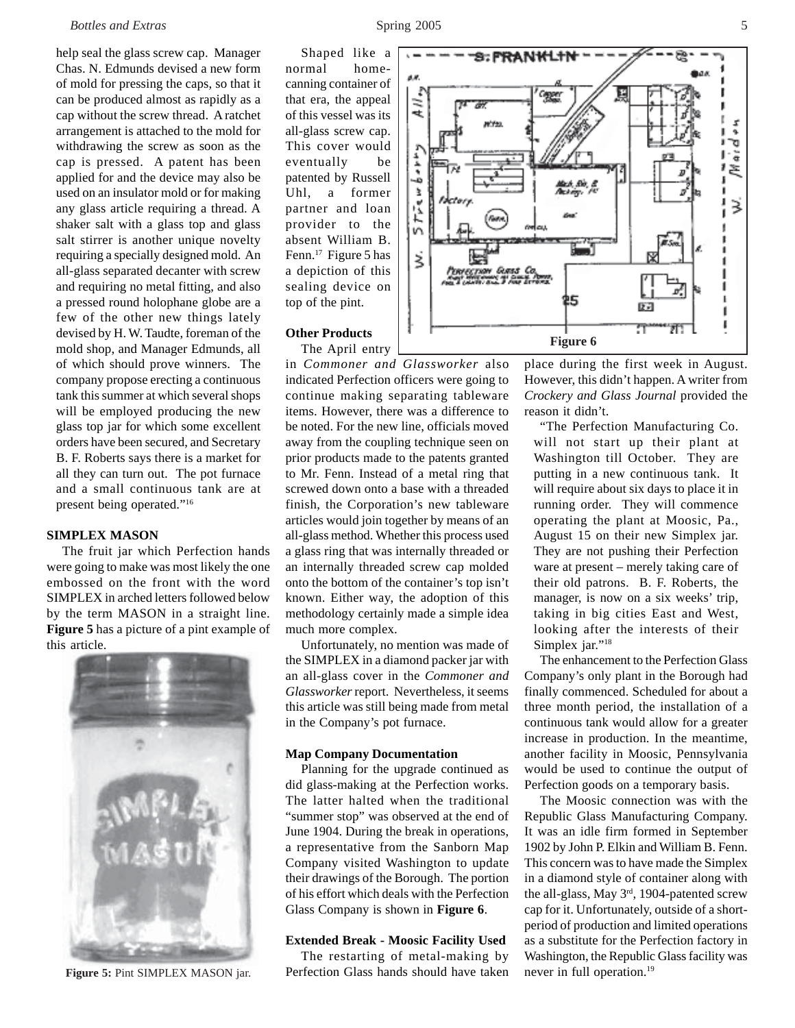help seal the glass screw cap. Manager Chas. N. Edmunds devised a new form of mold for pressing the caps, so that it can be produced almost as rapidly as a cap without the screw thread. A ratchet arrangement is attached to the mold for withdrawing the screw as soon as the cap is pressed. A patent has been applied for and the device may also be used on an insulator mold or for making any glass article requiring a thread. A shaker salt with a glass top and glass salt stirrer is another unique novelty requiring a specially designed mold. An all-glass separated decanter with screw and requiring no metal fitting, and also a pressed round holophane globe are a few of the other new things lately devised by H. W. Taudte, foreman of the mold shop, and Manager Edmunds, all of which should prove winners. The company propose erecting a continuous tank this summer at which several shops will be employed producing the new glass top jar for which some excellent orders have been secured, and Secretary B. F. Roberts says there is a market for all they can turn out. The pot furnace and a small continuous tank are at present being operated."[16]

**SIMPLEX MASON**

The fruit jar which Perfection hands were going to make was most likely the one embossed on the front with the word SIMPLEX in arched letters followed below by the term MASON in a straight line. **Figure 5** has a picture of a pint example of this article.

**Figure 5:** Pint SIMPLEX MASON jar.

Shaped like a normal home-canning container of that era, the appeal of this vessel was its all-glass screw cap. This cover would eventually be patented by Russell Uhl, a former partner and loan provider to the absent William B. Fenn.[17] Figure 5 has a depiction of this sealing device on top of the pint.

**Other Products**

The April entry in *Commoner and Glassworker* also indicated Perfection officers were going to continue making separating tableware items. However, there was a difference to be noted. For the new line, officials moved away from the coupling technique seen on prior products made to the patents granted to Mr. Fenn. Instead of a metal ring that screwed down onto a base with a threaded finish, the Corporation's new tableware articles would join together by means of an all-glass method. Whether this process used a glass ring that was internally threaded or an internally threaded screw cap molded onto the bottom of the container's top isn't known. Either way, the adoption of this methodology certainly made a simple idea much more complex.

Unfortunately, no mention was made of the SIMPLEX in a diamond packer jar with an all-glass cover in the *Commoner and Glassworker* report. Nevertheless, it seems this article was still being made from metal in the Company's pot furnace.

**Map Company Documentation**

Planning for the upgrade continued as did glass-making at the Perfection works. The latter halted when the traditional "summer stop" was observed at the end of June 1904. During the break in operations, a representative from the Sanborn Map Company visited Washington to update their drawings of the Borough. The portion of his effort which deals with the Perfection Glass Company is shown in **Figure 6**.

**Figure 6**

**Extended Break - Moosic Facility Used**

The restarting of metal-making by Perfection Glass hands should have taken place during the first week in August. However, this didn't happen. A writer from *Crockery and Glass Journal* provided the reason it didn't.

"The Perfection Manufacturing Co. will not start up their plant at Washington till October. They are putting in a new continuous tank. It will require about six days to place it in running order. They will commence operating the plant at Moosic, Pa., August 15 on their new Simplex jar. They are not pushing their Perfection ware at present – merely taking care of their old patrons. B. F. Roberts, the manager, is now on a six weeks' trip, taking in big cities East and West, looking after the interests of their Simplex jar."[18]

The enhancement to the Perfection Glass Company's only plant in the Borough had finally commenced. Scheduled for about a three month period, the installation of a continuous tank would allow for a greater increase in production. In the meantime, another facility in Moosic, Pennsylvania would be used to continue the output of Perfection goods on a temporary basis.

The Moosic connection was with the Republic Glass Manufacturing Company. It was an idle firm formed in September 1902 by John P. Elkin and William B. Fenn. This concern was to have made the Simplex in a diamond style of container along with the all-glass, May 3rd, 1904-patented screw cap for it. Unfortunately, outside of a short-period of production and limited operations as a substitute for the Perfection factory in Washington, the Republic Glass facility was never in full operation.[19]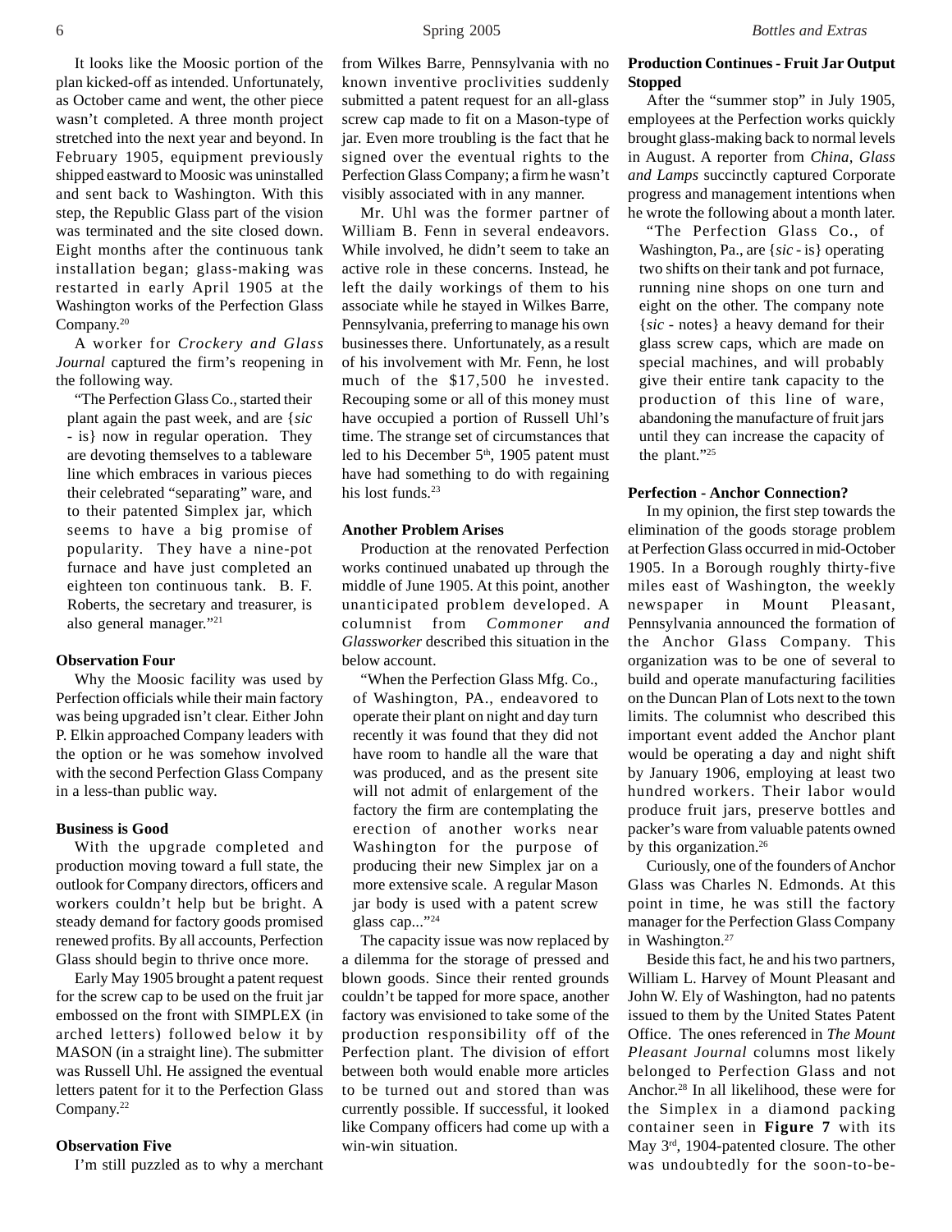It looks like the Moosic portion of the plan kicked-off as intended. Unfortunately, as October came and went, the other piece wasn't completed. A three month project stretched into the next year and beyond. In February 1905, equipment previously shipped eastward to Moosic was uninstalled and sent back to Washington. With this step, the Republic Glass part of the vision was terminated and the site closed down. Eight months after the continuous tank installation began; glass-making was restarted in early April 1905 at the Washington works of the Perfection Glass Company.[20]

A worker for *Crockery and Glass Journal* captured the firm's reopening in the following way.

> "The Perfection Glass Co., started their plant again the past week, and are {*sic* - is} now in regular operation. They are devoting themselves to a tableware line which embraces in various pieces their celebrated "separating" ware, and to their patented Simplex jar, which seems to have a big promise of popularity. They have a nine-pot furnace and have just completed an eighteen ton continuous tank. B. F. Roberts, the secretary and treasurer, is also general manager."[21]

**Observation Four**

Why the Moosic facility was used by Perfection officials while their main factory was being upgraded isn't clear. Either John P. Elkin approached Company leaders with the option or he was somehow involved with the second Perfection Glass Company in a less-than public way.

**Business is Good**

With the upgrade completed and production moving toward a full state, the outlook for Company directors, officers and workers couldn't help but be bright. A steady demand for factory goods promised renewed profits. By all accounts, Perfection Glass should begin to thrive once more.

Early May 1905 brought a patent request for the screw cap to be used on the fruit jar embossed on the front with SIMPLEX (in arched letters) followed below it by MASON (in a straight line). The submitter was Russell Uhl. He assigned the eventual letters patent for it to the Perfection Glass Company.[22]

**Observation Five**

I'm still puzzled as to why a merchant from Wilkes Barre, Pennsylvania with no known inventive proclivities suddenly submitted a patent request for an all-glass screw cap made to fit on a Mason-type of jar. Even more troubling is the fact that he signed over the eventual rights to the Perfection Glass Company; a firm he wasn't visibly associated with in any manner.

Mr. Uhl was the former partner of William B. Fenn in several endeavors. While involved, he didn't seem to take an active role in these concerns. Instead, he left the daily workings of them to his associate while he stayed in Wilkes Barre, Pennsylvania, preferring to manage his own businesses there. Unfortunately, as a result of his involvement with Mr. Fenn, he lost much of the $17,500 he invested. Recouping some or all of this money must have occupied a portion of Russell Uhl's time. The strange set of circumstances that led to his December 5th, 1905 patent must have had something to do with regaining his lost funds.[23]

**Another Problem Arises**

Production at the renovated Perfection works continued unabated up through the middle of June 1905. At this point, another unanticipated problem developed. A columnist from *Commoner and Glassworker* described this situation in the below account.

> "When the Perfection Glass Mfg. Co., of Washington, PA., endeavored to operate their plant on night and day turn recently it was found that they did not have room to handle all the ware that was produced, and as the present site will not admit of enlargement of the factory the firm are contemplating the erection of another works near Washington for the purpose of producing their new Simplex jar on a more extensive scale. A regular Mason jar body is used with a patent screw glass cap..."[24]

The capacity issue was now replaced by a dilemma for the storage of pressed and blown goods. Since their rented grounds couldn't be tapped for more space, another factory was envisioned to take some of the production responsibility off of the Perfection plant. The division of effort between both would enable more articles to be turned out and stored than was currently possible. If successful, it looked like Company officers had come up with a win-win situation.

**Production Continues - Fruit Jar Output Stopped**

After the "summer stop" in July 1905, employees at the Perfection works quickly brought glass-making back to normal levels in August. A reporter from *China, Glass and Lamps* succinctly captured Corporate progress and management intentions when he wrote the following about a month later.

> "The Perfection Glass Co., of Washington, Pa., are {*sic* - is} operating two shifts on their tank and pot furnace, running nine shops on one turn and eight on the other. The company note {*sic* - notes} a heavy demand for their glass screw caps, which are made on special machines, and will probably give their entire tank capacity to the production of this line of ware, abandoning the manufacture of fruit jars until they can increase the capacity of the plant."[25]

**Perfection - Anchor Connection?**

In my opinion, the first step towards the elimination of the goods storage problem at Perfection Glass occurred in mid-October 1905. In a Borough roughly thirty-five miles east of Washington, the weekly newspaper in Mount Pleasant, Pennsylvania announced the formation of the Anchor Glass Company. This organization was to be one of several to build and operate manufacturing facilities on the Duncan Plan of Lots next to the town limits. The columnist who described this important event added the Anchor plant would be operating a day and night shift by January 1906, employing at least two hundred workers. Their labor would produce fruit jars, preserve bottles and packer's ware from valuable patents owned by this organization.[26]

Curiously, one of the founders of Anchor Glass was Charles N. Edmonds. At this point in time, he was still the factory manager for the Perfection Glass Company in Washington.[27]

Beside this fact, he and his two partners, William L. Harvey of Mount Pleasant and John W. Ely of Washington, had no patents issued to them by the United States Patent Office. The ones referenced in *The Mount Pleasant Journal* columns most likely belonged to Perfection Glass and not Anchor.[28] In all likelihood, these were for the Simplex in a diamond packing container seen in **Figure 7** with its May 3rd, 1904-patented closure. The other was undoubtedly for the soon-to-be-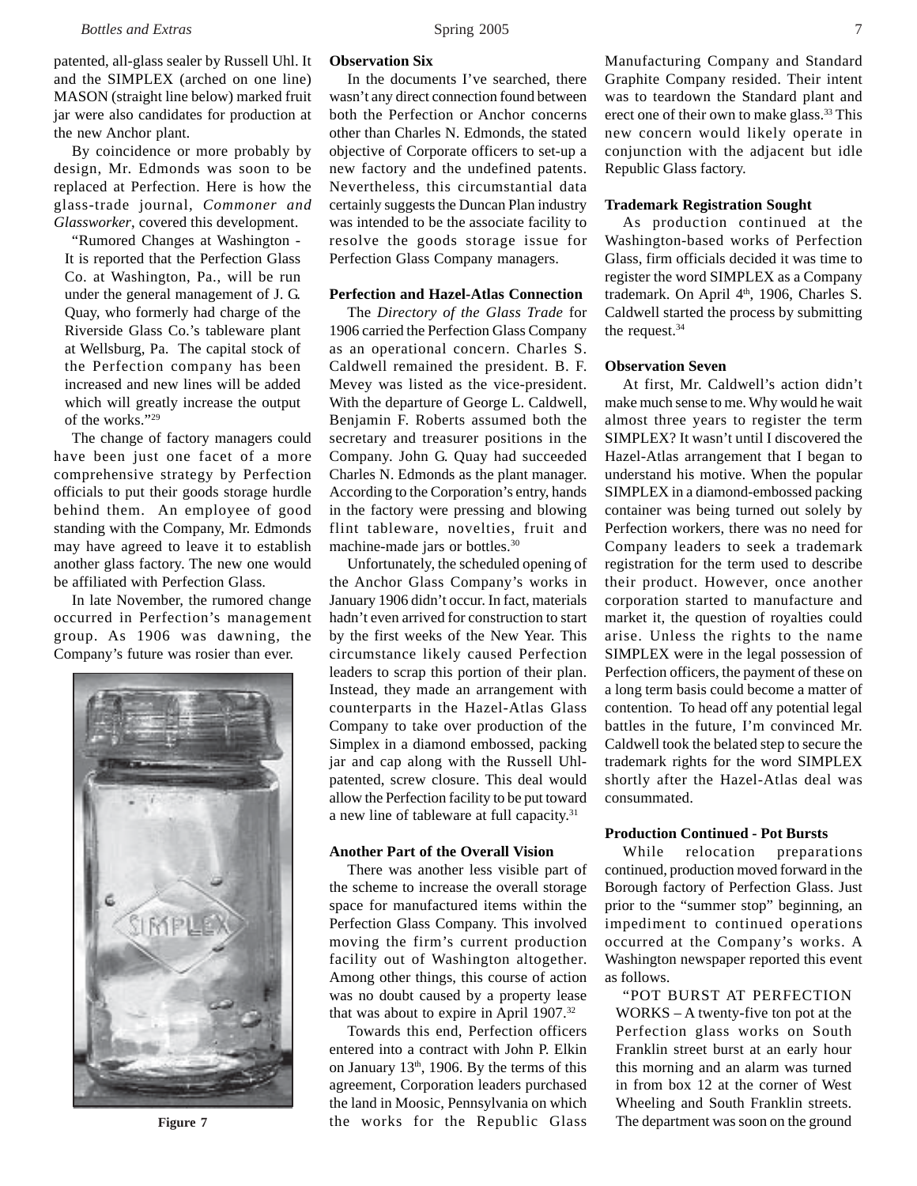patented, all-glass sealer by Russell Uhl. It and the SIMPLEX (arched on one line) MASON (straight line below) marked fruit jar were also candidates for production at the new Anchor plant.

By coincidence or more probably by design, Mr. Edmonds was soon to be replaced at Perfection. Here is how the glass-trade journal, *Commoner and Glassworker*, covered this development.

> "Rumored Changes at Washington - It is reported that the Perfection Glass Co. at Washington, Pa., will be run under the general management of J. G. Quay, who formerly had charge of the Riverside Glass Co.'s tableware plant at Wellsburg, Pa. The capital stock of the Perfection company has been increased and new lines will be added which will greatly increase the output of the works."[29]

The change of factory managers could have been just one facet of a more comprehensive strategy by Perfection officials to put their goods storage hurdle behind them. An employee of good standing with the Company, Mr. Edmonds may have agreed to leave it to establish another glass factory. The new one would be affiliated with Perfection Glass.

In late November, the rumored change occurred in Perfection's management group. As 1906 was dawning, the Company's future was rosier than ever.

**Figure 7**

**Observation Six**

In the documents I've searched, there wasn't any direct connection found between both the Perfection or Anchor concerns other than Charles N. Edmonds, the stated objective of Corporate officers to set-up a new factory and the undefined patents. Nevertheless, this circumstantial data certainly suggests the Duncan Plan industry was intended to be the associate facility to resolve the goods storage issue for Perfection Glass Company managers.

**Perfection and Hazel-Atlas Connection**

The *Directory of the Glass Trade* for 1906 carried the Perfection Glass Company as an operational concern. Charles S. Caldwell remained the president. B. F. Mevey was listed as the vice-president. With the departure of George L. Caldwell, Benjamin F. Roberts assumed both the secretary and treasurer positions in the Company. John G. Quay had succeeded Charles N. Edmonds as the plant manager. According to the Corporation's entry, hands in the factory were pressing and blowing flint tableware, novelties, fruit and machine-made jars or bottles.[30]

Unfortunately, the scheduled opening of the Anchor Glass Company's works in January 1906 didn't occur. In fact, materials hadn't even arrived for construction to start by the first weeks of the New Year. This circumstance likely caused Perfection leaders to scrap this portion of their plan. Instead, they made an arrangement with counterparts in the Hazel-Atlas Glass Company to take over production of the Simplex in a diamond embossed, packing jar and cap along with the Russell Uhl-patented, screw closure. This deal would allow the Perfection facility to be put toward a new line of tableware at full capacity.[31]

**Another Part of the Overall Vision**

There was another less visible part of the scheme to increase the overall storage space for manufactured items within the Perfection Glass Company. This involved moving the firm's current production facility out of Washington altogether. Among other things, this course of action was no doubt caused by a property lease that was about to expire in April 1907.[32]

Towards this end, Perfection officers entered into a contract with John P. Elkin on January 13th, 1906. By the terms of this agreement, Corporation leaders purchased the land in Moosic, Pennsylvania on which the works for the Republic Glass Manufacturing Company and Standard Graphite Company resided. Their intent was to teardown the Standard plant and erect one of their own to make glass.[33] This new concern would likely operate in conjunction with the adjacent but idle Republic Glass factory.

**Trademark Registration Sought**

As production continued at the Washington-based works of Perfection Glass, firm officials decided it was time to register the word SIMPLEX as a Company trademark. On April 4th, 1906, Charles S. Caldwell started the process by submitting the request.[34]

**Observation Seven**

At first, Mr. Caldwell's action didn't make much sense to me. Why would he wait almost three years to register the term SIMPLEX? It wasn't until I discovered the Hazel-Atlas arrangement that I began to understand his motive. When the popular SIMPLEX in a diamond-embossed packing container was being turned out solely by Perfection workers, there was no need for Company leaders to seek a trademark registration for the term used to describe their product. However, once another corporation started to manufacture and market it, the question of royalties could arise. Unless the rights to the name SIMPLEX were in the legal possession of Perfection officers, the payment of these on a long term basis could become a matter of contention. To head off any potential legal battles in the future, I'm convinced Mr. Caldwell took the belated step to secure the trademark rights for the word SIMPLEX shortly after the Hazel-Atlas deal was consummated.

**Production Continued - Pot Bursts**

While relocation preparations continued, production moved forward in the Borough factory of Perfection Glass. Just prior to the "summer stop" beginning, an impediment to continued operations occurred at the Company's works. A Washington newspaper reported this event as follows.

> "POT BURST AT PERFECTION WORKS – A twenty-five ton pot at the Perfection glass works on South Franklin street burst at an early hour this morning and an alarm was turned in from box 12 at the corner of West Wheeling and South Franklin streets. The department was soon on the ground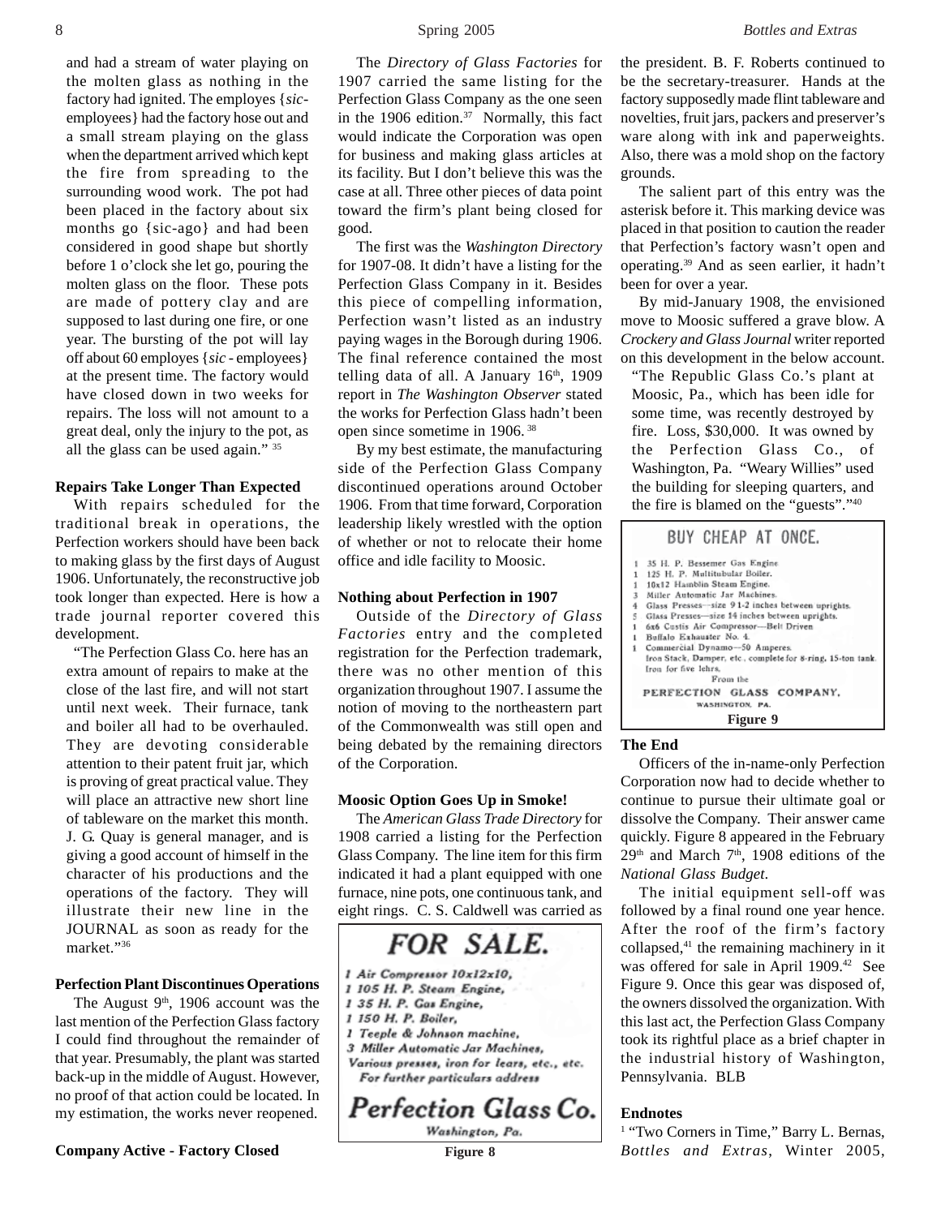and had a stream of water playing on the molten glass as nothing in the factory had ignited. The employs {*sic*-employees} had the factory hose out and a small stream playing on the glass when the department arrived which kept the fire from spreading to the surrounding wood work. The pot had been placed in the factory about six months go {sic-ago} and had been considered in good shape but shortly before 1 o'clock she let go, pouring the molten glass on the floor. These pots are made of pottery clay and are supposed to last during one fire, or one year. The bursting of the pot will lay off about 60 employes {*sic* - employees} at the present time. The factory would have closed down in two weeks for repairs. The loss will not amount to a great deal, only the injury to the pot, as all the glass can be used again." [35]

**Repairs Take Longer Than Expected**

With repairs scheduled for the traditional break in operations, the Perfection workers should have been back to making glass by the first days of August 1906. Unfortunately, the reconstructive job took longer than expected. Here is how a trade journal reporter covered this development.

"The Perfection Glass Co. here has an extra amount of repairs to make at the close of the last fire, and will not start until next week. Their furnace, tank and boiler all had to be overhauled. They are devoting considerable attention to their patent fruit jar, which is proving of great practical value. They will place an attractive new short line of tableware on the market this month. J. G. Quay is general manager, and is giving a good account of himself in the character of his productions and the operations of the factory. They will illustrate their new line in the JOURNAL as soon as ready for the market."[36]

**Perfection Plant Discontinues Operations**

The August 9th, 1906 account was the last mention of the Perfection Glass factory I could find throughout the remainder of that year. Presumably, the plant was started back-up in the middle of August. However, no proof of that action could be located. In my estimation, the works never reopened.

**Company Active - Factory Closed**

The *Directory of Glass Factories* for 1907 carried the same listing for the Perfection Glass Company as the one seen in the 1906 edition.[37] Normally, this fact would indicate the Corporation was open for business and making glass articles at its facility. But I don't believe this was the case at all. Three other pieces of data point toward the firm's plant being closed for good.

The first was the *Washington Directory* for 1907-08. It didn't have a listing for the Perfection Glass Company in it. Besides this piece of compelling information, Perfection wasn't listed as an industry paying wages in the Borough during 1906. The final reference contained the most telling data of all. A January 16th, 1909 report in *The Washington Observer* stated the works for Perfection Glass hadn't been open since sometime in 1906. [38]

By my best estimate, the manufacturing side of the Perfection Glass Company discontinued operations around October 1906. From that time forward, Corporation leadership likely wrestled with the option of whether or not to relocate their home office and idle facility to Moosic.

**Nothing about Perfection in 1907**

Outside of the *Directory of Glass Factories* entry and the completed registration for the Perfection trademark, there was no other mention of this organization throughout 1907. I assume the notion of moving to the northeastern part of the Commonwealth was still open and being debated by the remaining directors of the Corporation.

**Moosic Option Goes Up in Smoke!**

The *American Glass Trade Directory* for 1908 carried a listing for the Perfection Glass Company. The line item for this firm indicated it had a plant equipped with one furnace, nine pots, one continuous tank, and eight rings. C. S. Caldwell was carried as the president. B. F. Roberts continued to be the secretary-treasurer. Hands at the factory supposedly made flint tableware and novelties, fruit jars, packers and preserver's ware along with ink and paperweights. Also, there was a mold shop on the factory grounds.

FOR SALE.

1 Air Compressor 10x12x10,
1 105 H. P. Steam Engine,
1 35 H. P. Gas Engine,
1 150 H. P. Boiler,
1 Teeple & Johnson machine,
3 Miller Automatic Jar Machines,
Various presses, iron for lears, etc., etc.
For further particulars address

Perfection Glass Co.
Washington, Pa.

Figure 8

The salient part of this entry was the asterisk before it. This marking device was placed in that position to caution the reader that Perfection's factory wasn't open and operating.[39] And as seen earlier, it hadn't been for over a year.

By mid-January 1908, the envisioned move to Moosic suffered a grave blow. A *Crockery and Glass Journal* writer reported on this development in the below account.

"The Republic Glass Co.'s plant at Moosic, Pa., which has been idle for some time, was recently destroyed by fire. Loss, $30,000. It was owned by the Perfection Glass Co., of Washington, Pa. "Weary Willies" used the building for sleeping quarters, and the fire is blamed on the "guests"."[40]

BUY CHEAP AT ONCE.

1 35 H. P. Bessemer Gas Engine
1 125 H. P. Multitubular Boiler.
1 10x12 Hamblin Steam Engine.
3 Miller Automatic Jar Machines.
4 Glass Presses—size 9 1-2 inches between uprights.
5 Glass Presses—size 14 inches between uprights.
1 6x6 Curtis Air Compressor—Belt Driven
1 Buffalo Exhauster No. 4.
1 Commercial Dynamo—50 Amperes.
Iron Stack, Damper, etc., complete for 8-ring, 15-ton tank.
Iron for five lehrs.
From the
PERFECTION GLASS COMPANY,
WASHINGTON, PA.

Figure 9

**The End**

Officers of the in-name-only Perfection Corporation now had to decide whether to continue to pursue their ultimate goal or dissolve the Company. Their answer came quickly. Figure 8 appeared in the February 29th and March 7th, 1908 editions of the *National Glass Budget*.

The initial equipment sell-off was followed by a final round one year hence. After the roof of the firm's factory collapsed,[41] the remaining machinery in it was offered for sale in April 1909.[42] See Figure 9. Once this gear was disposed of, the owners dissolved the organization. With this last act, the Perfection Glass Company took its rightful place as a brief chapter in the industrial history of Washington, Pennsylvania. BLB

**Endnotes**

[1] "Two Corners in Time," Barry L. Bernas, *Bottles and Extras*, Winter 2005,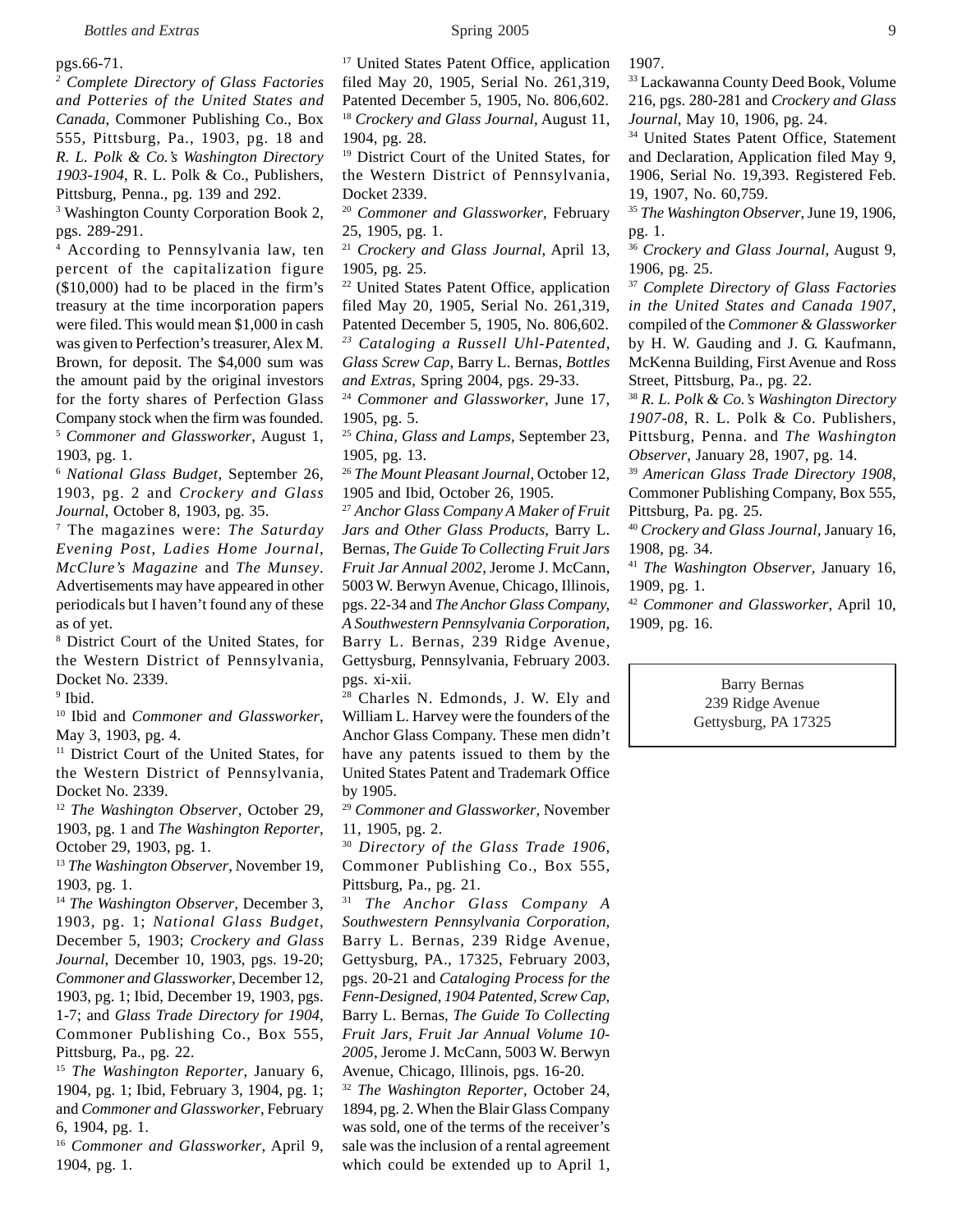pgs.66-71.

[2] *Complete Directory of Glass Factories and Potteries of the United States and Canada*, Commoner Publishing Co., Box 555, Pittsburg, Pa., 1903, pg. 18 and *R. L. Polk & Co.'s Washington Directory 1903-1904*, R. L. Polk & Co., Publishers, Pittsburg, Penna., pg. 139 and 292.

[3] Washington County Corporation Book 2, pgs. 289-291.

[4] According to Pennsylvania law, ten percent of the capitalization figure ($10,000) had to be placed in the firm's treasury at the time incorporation papers were filed. This would mean $1,000 in cash was given to Perfection's treasurer, Alex M. Brown, for deposit. The $4,000 sum was the amount paid by the original investors for the forty shares of Perfection Glass Company stock when the firm was founded.

[5] *Commoner and Glassworker*, August 1, 1903, pg. 1.

[6] *National Glass Budget*, September 26, 1903, pg. 2 and *Crockery and Glass Journal*, October 8, 1903, pg. 35.

[7] The magazines were: *The Saturday Evening Post*, *Ladies Home Journal*, *McClure's Magazine* and *The Munsey*. Advertisements may have appeared in other periodicals but I haven't found any of these as of yet.

[8] District Court of the United States, for the Western District of Pennsylvania, Docket No. 2339.

[9] Ibid.

[10] Ibid and *Commoner and Glassworker*, May 3, 1903, pg. 4.

[11] District Court of the United States, for the Western District of Pennsylvania, Docket No. 2339.

[12] *The Washington Observer*, October 29, 1903, pg. 1 and *The Washington Reporter*, October 29, 1903, pg. 1.

[13] *The Washington Observer*, November 19, 1903, pg. 1.

[14] *The Washington Observer*, December 3, 1903, pg. 1; *National Glass Budget*, December 5, 1903; *Crockery and Glass Journal*, December 10, 1903, pgs. 19-20; *Commoner and Glassworker*, December 12, 1903, pg. 1; Ibid, December 19, 1903, pgs. 1-7; and *Glass Trade Directory for 1904*, Commoner Publishing Co., Box 555, Pittsburg, Pa., pg. 22.

[15] *The Washington Reporter*, January 6, 1904, pg. 1; Ibid, February 3, 1904, pg. 1; and *Commoner and Glassworker*, February 6, 1904, pg. 1.

[16] *Commoner and Glassworker*, April 9, 1904, pg. 1.

[17] United States Patent Office, application filed May 20, 1905, Serial No. 261,319, Patented December 5, 1905, No. 806,602.

[18] *Crockery and Glass Journal*, August 11, 1904, pg. 28.

[19] District Court of the United States, for the Western District of Pennsylvania, Docket 2339.

[20] *Commoner and Glassworker*, February 25, 1905, pg. 1.

[21] *Crockery and Glass Journal*, April 13, 1905, pg. 25.

[22] United States Patent Office, application filed May 20, 1905, Serial No. 261,319, Patented December 5, 1905, No. 806,602.

[23] *Cataloging a Russell Uhl-Patented, Glass Screw Cap*, Barry L. Bernas, *Bottles and Extras*, Spring 2004, pgs. 29-33.

[24] *Commoner and Glassworker*, June 17, 1905, pg. 5.

[25] *China, Glass and Lamps*, September 23, 1905, pg. 13.

[26] *The Mount Pleasant Journal*, October 12, 1905 and Ibid, October 26, 1905.

[27] *Anchor Glass Company A Maker of Fruit Jars and Other Glass Products*, Barry L. Bernas, *The Guide To Collecting Fruit Jars Fruit Jar Annual 2002*, Jerome J. McCann, 5003 W. Berwyn Avenue, Chicago, Illinois, pgs. 22-34 and *The Anchor Glass Company, A Southwestern Pennsylvania Corporation*, Barry L. Bernas, 239 Ridge Avenue, Gettysburg, Pennsylvania, February 2003. pgs. xi-xii.

[28] Charles N. Edmonds, J. W. Ely and William L. Harvey were the founders of the Anchor Glass Company. These men didn't have any patents issued to them by the United States Patent and Trademark Office by 1905.

[29] *Commoner and Glassworker*, November 11, 1905, pg. 2.

[30] *Directory of the Glass Trade 1906*, Commoner Publishing Co., Box 555, Pittsburg, Pa., pg. 21.

[31] *The Anchor Glass Company A Southwestern Pennsylvania Corporation*, Barry L. Bernas, 239 Ridge Avenue, Gettysburg, PA., 17325, February 2003, pgs. 20-21 and *Cataloging Process for the Fenn-Designed, 1904 Patented, Screw Cap*, Barry L. Bernas, *The Guide To Collecting Fruit Jars, Fruit Jar Annual Volume 10-2005*, Jerome J. McCann, 5003 W. Berwyn Avenue, Chicago, Illinois, pgs. 16-20.

[32] *The Washington Reporter*, October 24, 1894, pg. 2. When the Blair Glass Company was sold, one of the terms of the receiver's sale was the inclusion of a rental agreement which could be extended up to April 1, 1907.

[33] Lackawanna County Deed Book, Volume 216, pgs. 280-281 and *Crockery and Glass Journal*, May 10, 1906, pg. 24.

[34] United States Patent Office, Statement and Declaration, Application filed May 9, 1906, Serial No. 19,393. Registered Feb. 19, 1907, No. 60,759.

[35] *The Washington Observer*, June 19, 1906, pg. 1.

[36] *Crockery and Glass Journal*, August 9, 1906, pg. 25.

[37] *Complete Directory of Glass Factories in the United States and Canada 1907*, compiled of the *Commoner & Glassworker* by H. W. Gauding and J. G. Kaufmann, McKenna Building, First Avenue and Ross Street, Pittsburg, Pa., pg. 22.

[38] *R. L. Polk & Co.'s Washington Directory 1907-08*, R. L. Polk & Co. Publishers, Pittsburg, Penna. and *The Washington Observer*, January 28, 1907, pg. 14.

[39] *American Glass Trade Directory 1908*, Commoner Publishing Company, Box 555, Pittsburg, Pa. pg. 25.

[40] *Crockery and Glass Journal*, January 16, 1908, pg. 34.

[41] *The Washington Observer*, January 16, 1909, pg. 1.

[42] *Commoner and Glassworker*, April 10, 1909, pg. 16.

Barry Bernas
239 Ridge Avenue
Gettysburg, PA 17325